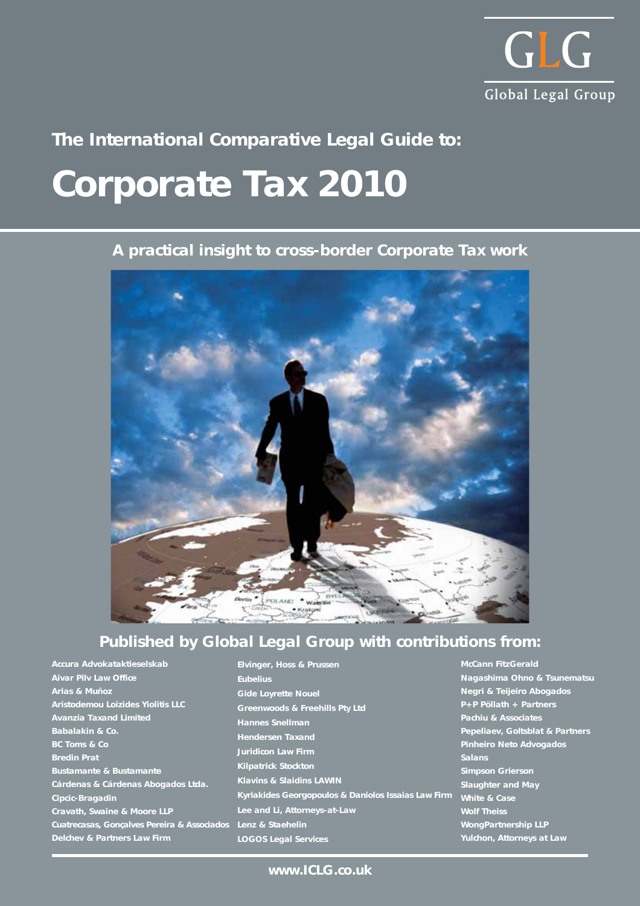GLG

Global Legal Group

The International Comparative Legal Guide to:

# Corporate Tax 2010

## A practical insight to cross-border Corporate Tax work

## Published by Global Legal Group with contributions from:

- Accura Advokataktieselskab
- Aivar Pilv Law Office
- Arias & Muñoz
- Aristodemou Loizides Yiolitis LLC
- Avanzia Taxand Limited
- Babalakin & Co.
- BC Toms & Co
- Bredin Prat
- Bustamante & Bustamante
- Cárdenas & Cárdenas Abogados Ltda.
- Cipcic-Bragadin
- Cravath, Swaine & Moore LLP
- Cuatrecasas, Gonçalves Pereira & Associados
- Delchev & Partners Law Firm
- Elvinger, Hoss & Prussen
- Eubelius
- Gide Loyrette Nouel
- Greenwoods & Freehills Pty Ltd
- Hannes Snellman
- Hendersen Taxand
- Juridicon Law Firm
- Kilpatrick Stockton
- Klavins & Slaidins LAWIN
- Kyriakides Georgopoulos & Daniolos Issaias Law Firm
- Lee and Li, Attorneys-at-Law
- Lenz & Staehelin
- LOGOS Legal Services
- McCann FitzGerald
- Nagashima Ohno & Tsunematsu
- Negri & Teijeiro Abogados
- P+P Pöllath + Partners
- Pachiu & Associates
- Pepeliaev, Goltsblat & Partners
- Pinheiro Neto Advogados
- Salans
- Simpson Grierson
- Slaughter and May
- White & Case
- Wolf Theiss
- WongPartnership LLP
- Yulchon, Attorneys at Law

www.ICLG.co.uk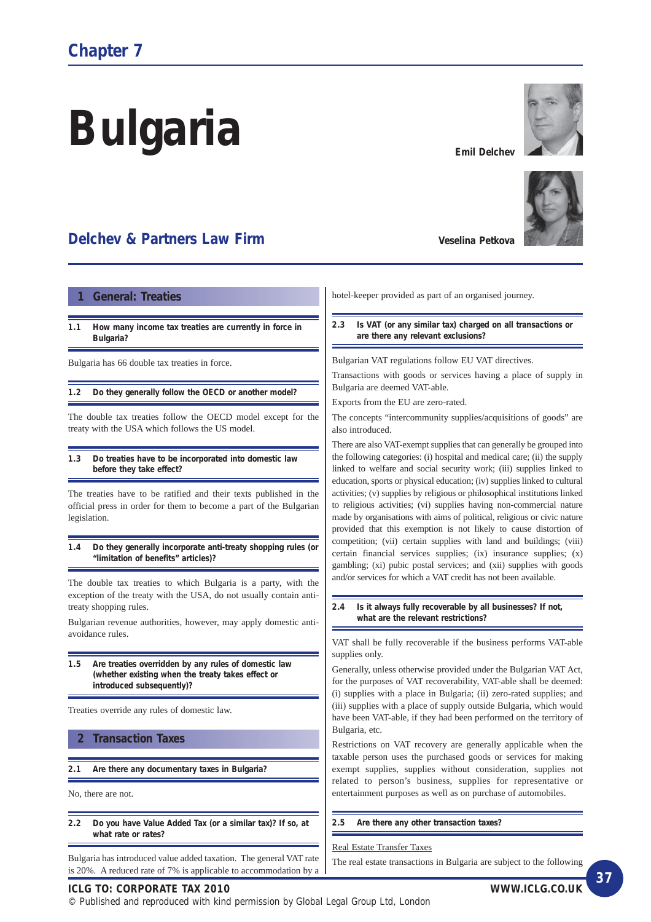# Chapter 7

# Bulgaria

**Emil Delchev**

**Veselina Petkova**

## Delchev & Partners Law Firm

## 1 General: Treaties

**1.1 How many income tax treaties are currently in force in Bulgaria?**

Bulgaria has 66 double tax treaties in force.

**1.2 Do they generally follow the OECD or another model?**

The double tax treaties follow the OECD model except for the treaty with the USA which follows the US model.

**1.3 Do treaties have to be incorporated into domestic law before they take effect?**

The treaties have to be ratified and their texts published in the official press in order for them to become a part of the Bulgarian legislation.

**1.4 Do they generally incorporate anti-treaty shopping rules (or "limitation of benefits" articles)?**

The double tax treaties to which Bulgaria is a party, with the exception of the treaty with the USA, do not usually contain anti-treaty shopping rules.

Bulgarian revenue authorities, however, may apply domestic anti-avoidance rules.

**1.5 Are treaties overridden by any rules of domestic law (whether existing when the treaty takes effect or introduced subsequently)?**

Treaties override any rules of domestic law.

## 2 Transaction Taxes

**2.1 Are there any documentary taxes in Bulgaria?**

No, there are not.

**2.2 Do you have Value Added Tax (or a similar tax)? If so, at what rate or rates?**

Bulgaria has introduced value added taxation. The general VAT rate is 20%. A reduced rate of 7% is applicable to accommodation by a hotel-keeper provided as part of an organised journey.

**2.3 Is VAT (or any similar tax) charged on all transactions or are there any relevant exclusions?**

Bulgarian VAT regulations follow EU VAT directives.

Transactions with goods or services having a place of supply in Bulgaria are deemed VAT-able.

Exports from the EU are zero-rated.

The concepts "intercommunity supplies/acquisitions of goods" are also introduced.

There are also VAT-exempt supplies that can generally be grouped into the following categories: (i) hospital and medical care; (ii) the supply linked to welfare and social security work; (iii) supplies linked to education, sports or physical education; (iv) supplies linked to cultural activities; (v) supplies by religious or philosophical institutions linked to religious activities; (vi) supplies having non-commercial nature made by organisations with aims of political, religious or civic nature provided that this exemption is not likely to cause distortion of competition; (vii) certain supplies with land and buildings; (viii) certain financial services supplies; (ix) insurance supplies; (x) gambling; (xi) pubic postal services; and (xii) supplies with goods and/or services for which a VAT credit has not been available.

**2.4 Is it always fully recoverable by all businesses? If not, what are the relevant restrictions?**

VAT shall be fully recoverable if the business performs VAT-able supplies only.

Generally, unless otherwise provided under the Bulgarian VAT Act, for the purposes of VAT recoverability, VAT-able shall be deemed: (i) supplies with a place in Bulgaria; (ii) zero-rated supplies; and (iii) supplies with a place of supply outside Bulgaria, which would have been VAT-able, if they had been performed on the territory of Bulgaria, etc.

Restrictions on VAT recovery are generally applicable when the taxable person uses the purchased goods or services for making exempt supplies, supplies without consideration, supplies not related to person's business, supplies for representative or entertainment purposes as well as on purchase of automobiles.

**2.5 Are there any other transaction taxes?**

Real Estate Transfer Taxes

The real estate transactions in Bulgaria are subject to the following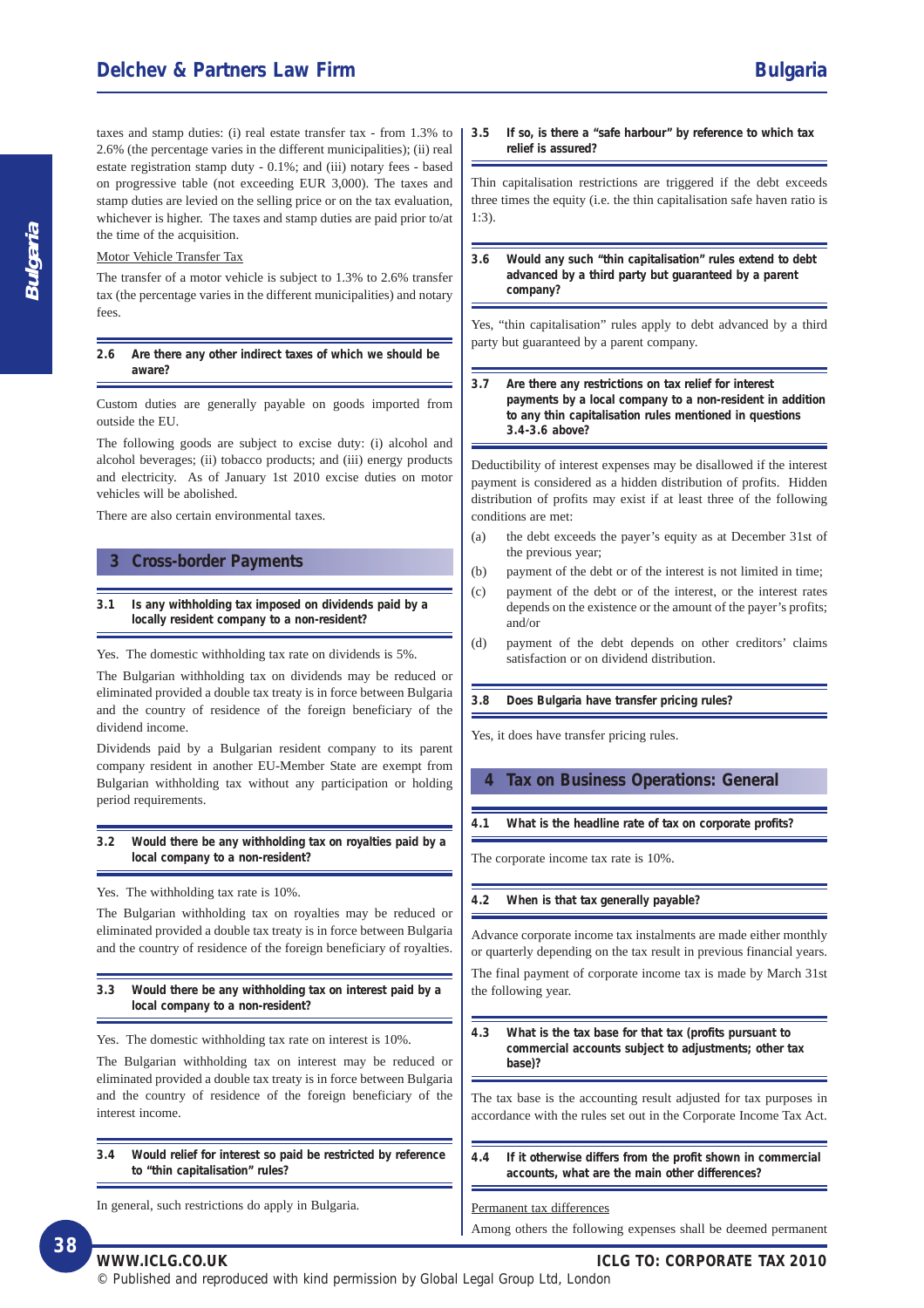taxes and stamp duties: (i) real estate transfer tax - from 1.3% to 2.6% (the percentage varies in the different municipalities); (ii) real estate registration stamp duty - 0.1%; and (iii) notary fees - based on progressive table (not exceeding EUR 3,000). The taxes and stamp duties are levied on the selling price or on the tax evaluation, whichever is higher. The taxes and stamp duties are paid prior to/at the time of the acquisition.

Motor Vehicle Transfer Tax

The transfer of a motor vehicle is subject to 1.3% to 2.6% transfer tax (the percentage varies in the different municipalities) and notary fees.

### 2.6 Are there any other indirect taxes of which we should be aware?

Custom duties are generally payable on goods imported from outside the EU.

The following goods are subject to excise duty: (i) alcohol and alcohol beverages; (ii) tobacco products; and (iii) energy products and electricity. As of January 1st 2010 excise duties on motor vehicles will be abolished.

There are also certain environmental taxes.

## 3 Cross-border Payments

### 3.1 Is any withholding tax imposed on dividends paid by a locally resident company to a non-resident?

Yes. The domestic withholding tax rate on dividends is 5%.

The Bulgarian withholding tax on dividends may be reduced or eliminated provided a double tax treaty is in force between Bulgaria and the country of residence of the foreign beneficiary of the dividend income.

Dividends paid by a Bulgarian resident company to its parent company resident in another EU-Member State are exempt from Bulgarian withholding tax without any participation or holding period requirements.

### 3.2 Would there be any withholding tax on royalties paid by a local company to a non-resident?

Yes. The withholding tax rate is 10%.

The Bulgarian withholding tax on royalties may be reduced or eliminated provided a double tax treaty is in force between Bulgaria and the country of residence of the foreign beneficiary of royalties.

### 3.3 Would there be any withholding tax on interest paid by a local company to a non-resident?

Yes. The domestic withholding tax rate on interest is 10%.

The Bulgarian withholding tax on interest may be reduced or eliminated provided a double tax treaty is in force between Bulgaria and the country of residence of the foreign beneficiary of the interest income.

### 3.4 Would relief for interest so paid be restricted by reference to "thin capitalisation" rules?

In general, such restrictions do apply in Bulgaria.

### 3.5 If so, is there a "safe harbour" by reference to which tax relief is assured?

Thin capitalisation restrictions are triggered if the debt exceeds three times the equity (i.e. the thin capitalisation safe haven ratio is 1:3).

### 3.6 Would any such "thin capitalisation" rules extend to debt advanced by a third party but guaranteed by a parent company?

Yes, "thin capitalisation" rules apply to debt advanced by a third party but guaranteed by a parent company.

### 3.7 Are there any restrictions on tax relief for interest payments by a local company to a non-resident in addition to any thin capitalisation rules mentioned in questions 3.4-3.6 above?

Deductibility of interest expenses may be disallowed if the interest payment is considered as a hidden distribution of profits. Hidden distribution of profits may exist if at least three of the following conditions are met:

(a) the debt exceeds the payer's equity as at December 31st of the previous year;

(b) payment of the debt or of the interest is not limited in time;

(c) payment of the debt or of the interest, or the interest rates depends on the existence or the amount of the payer's profits; and/or

(d) payment of the debt depends on other creditors' claims satisfaction or on dividend distribution.

### 3.8 Does Bulgaria have transfer pricing rules?

Yes, it does have transfer pricing rules.

## 4 Tax on Business Operations: General

### 4.1 What is the headline rate of tax on corporate profits?

The corporate income tax rate is 10%.

### 4.2 When is that tax generally payable?

Advance corporate income tax instalments are made either monthly or quarterly depending on the tax result in previous financial years.

The final payment of corporate income tax is made by March 31st the following year.

### 4.3 What is the tax base for that tax (profits pursuant to commercial accounts subject to adjustments; other tax base)?

The tax base is the accounting result adjusted for tax purposes in accordance with the rules set out in the Corporate Income Tax Act.

### 4.4 If it otherwise differs from the profit shown in commercial accounts, what are the main other differences?

Permanent tax differences

Among others the following expenses shall be deemed permanent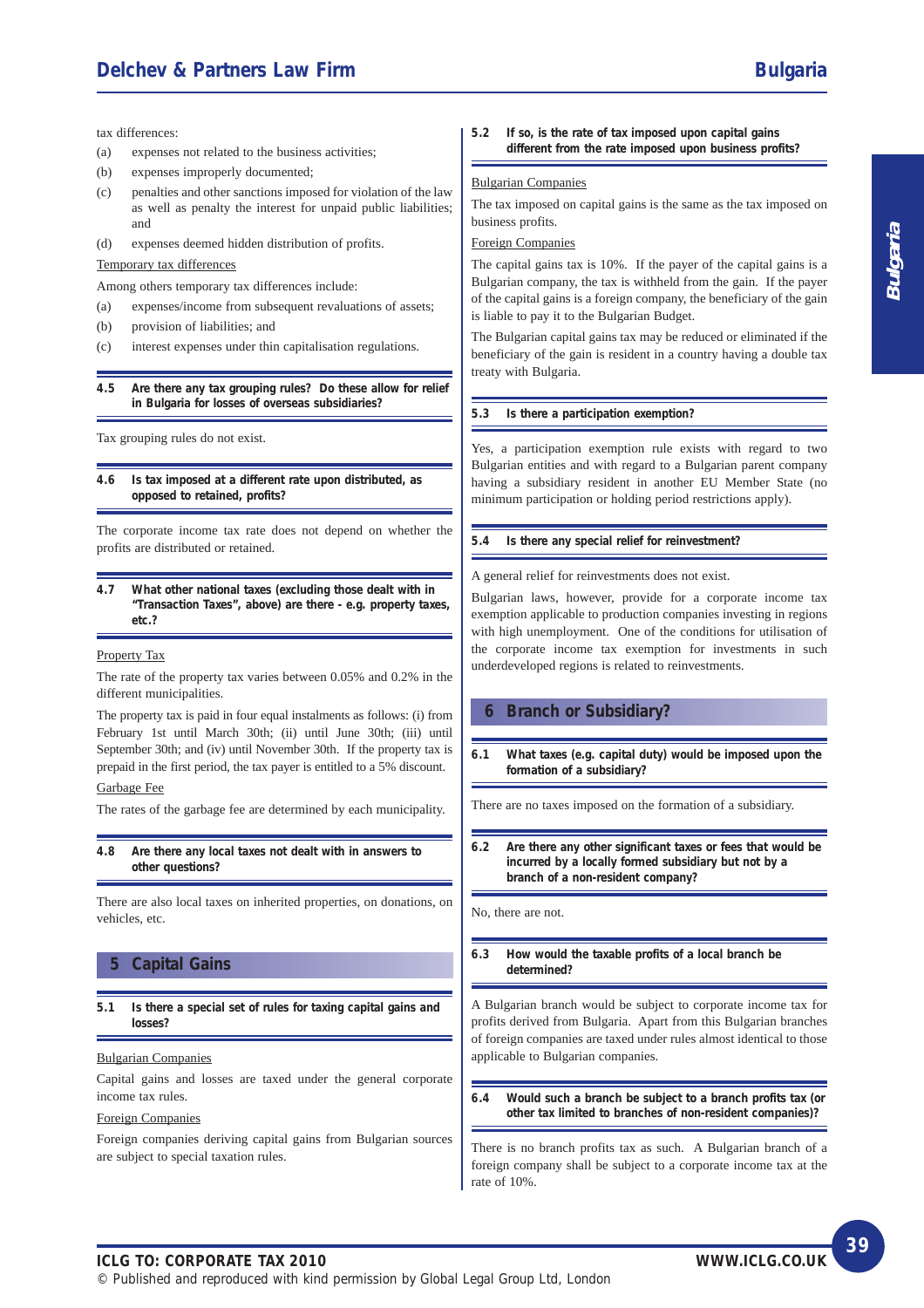tax differences:

(a) expenses not related to the business activities;

(b) expenses improperly documented;

(c) penalties and other sanctions imposed for violation of the law as well as penalty the interest for unpaid public liabilities; and

(d) expenses deemed hidden distribution of profits.

Temporary tax differences

Among others temporary tax differences include:

(a) expenses/income from subsequent revaluations of assets;

(b) provision of liabilities; and

(c) interest expenses under thin capitalisation regulations.

### 4.5 Are there any tax grouping rules? Do these allow for relief in Bulgaria for losses of overseas subsidiaries?

Tax grouping rules do not exist.

### 4.6 Is tax imposed at a different rate upon distributed, as opposed to retained, profits?

The corporate income tax rate does not depend on whether the profits are distributed or retained.

### 4.7 What other national taxes (excluding those dealt with in "Transaction Taxes", above) are there - e.g. property taxes, etc.?

Property Tax

The rate of the property tax varies between 0.05% and 0.2% in the different municipalities.

The property tax is paid in four equal instalments as follows: (i) from February 1st until March 30th; (ii) until June 30th; (iii) until September 30th; and (iv) until November 30th. If the property tax is prepaid in the first period, the tax payer is entitled to a 5% discount.

Garbage Fee

The rates of the garbage fee are determined by each municipality.

### 4.8 Are there any local taxes not dealt with in answers to other questions?

There are also local taxes on inherited properties, on donations, on vehicles, etc.

## 5 Capital Gains

### 5.1 Is there a special set of rules for taxing capital gains and losses?

Bulgarian Companies

Capital gains and losses are taxed under the general corporate income tax rules.

Foreign Companies

Foreign companies deriving capital gains from Bulgarian sources are subject to special taxation rules.

### 5.2 If so, is the rate of tax imposed upon capital gains different from the rate imposed upon business profits?

Bulgarian Companies

The tax imposed on capital gains is the same as the tax imposed on business profits.

Foreign Companies

The capital gains tax is 10%. If the payer of the capital gains is a Bulgarian company, the tax is withheld from the gain. If the payer of the capital gains is a foreign company, the beneficiary of the gain is liable to pay it to the Bulgarian Budget.

The Bulgarian capital gains tax may be reduced or eliminated if the beneficiary of the gain is resident in a country having a double tax treaty with Bulgaria.

### 5.3 Is there a participation exemption?

Yes, a participation exemption rule exists with regard to two Bulgarian entities and with regard to a Bulgarian parent company having a subsidiary resident in another EU Member State (no minimum participation or holding period restrictions apply).

### 5.4 Is there any special relief for reinvestment?

A general relief for reinvestments does not exist.

Bulgarian laws, however, provide for a corporate income tax exemption applicable to production companies investing in regions with high unemployment. One of the conditions for utilisation of the corporate income tax exemption for investments in such underdeveloped regions is related to reinvestments.

## 6 Branch or Subsidiary?

### 6.1 What taxes (e.g. capital duty) would be imposed upon the formation of a subsidiary?

There are no taxes imposed on the formation of a subsidiary.

### 6.2 Are there any other significant taxes or fees that would be incurred by a locally formed subsidiary but not by a branch of a non-resident company?

No, there are not.

### 6.3 How would the taxable profits of a local branch be determined?

A Bulgarian branch would be subject to corporate income tax for profits derived from Bulgaria. Apart from this Bulgarian branches of foreign companies are taxed under rules almost identical to those applicable to Bulgarian companies.

### 6.4 Would such a branch be subject to a branch profits tax (or other tax limited to branches of non-resident companies)?

There is no branch profits tax as such. A Bulgarian branch of a foreign company shall be subject to a corporate income tax at the rate of 10%.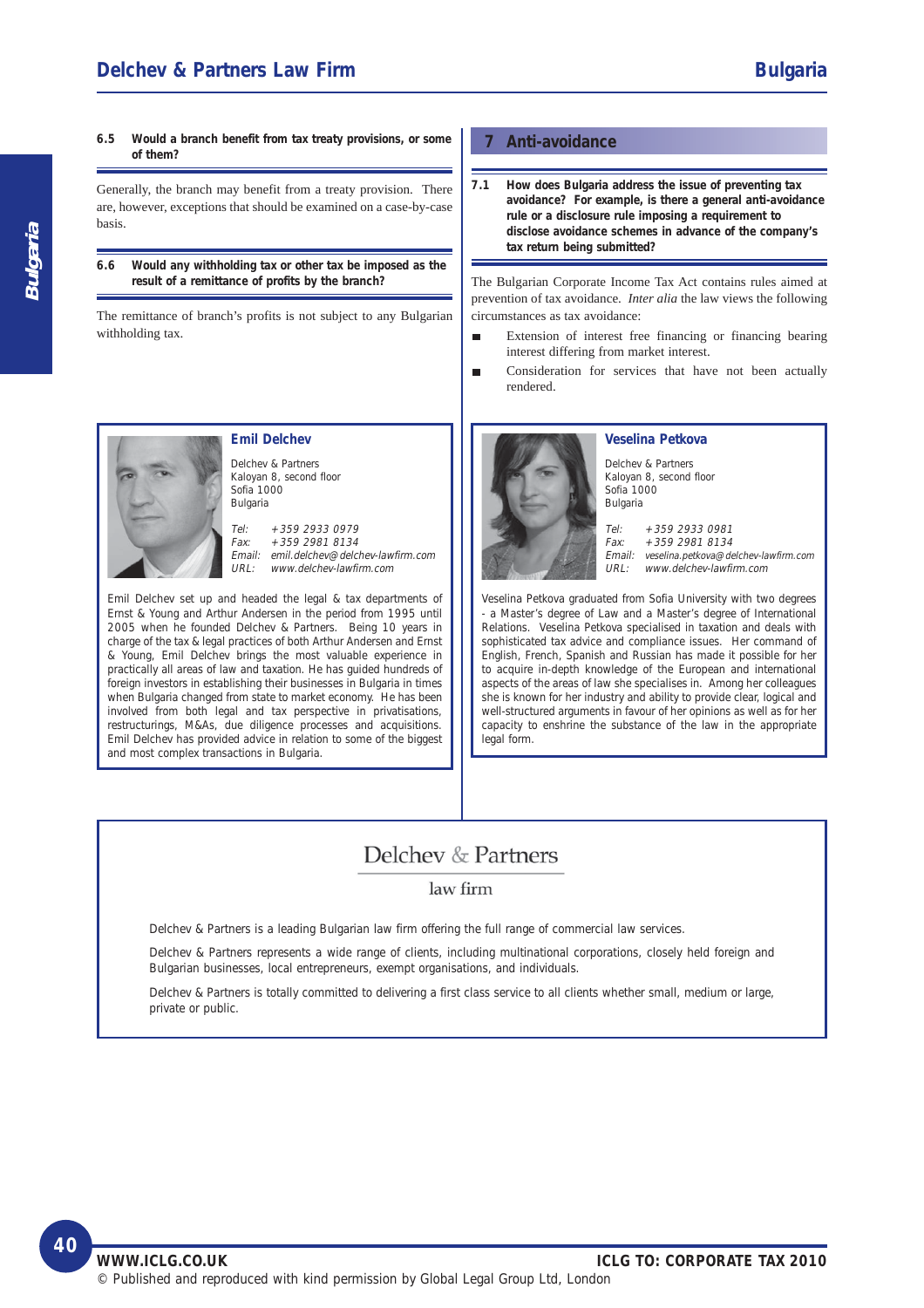**6.5 Would a branch benefit from tax treaty provisions, or some of them?**

Generally, the branch may benefit from a treaty provision. There are, however, exceptions that should be examined on a case-by-case basis.

**6.6 Would any withholding tax or other tax be imposed as the result of a remittance of profits by the branch?**

The remittance of branch's profits is not subject to any Bulgarian withholding tax.

## 7 Anti-avoidance

**7.1 How does Bulgaria address the issue of preventing tax avoidance? For example, is there a general anti-avoidance rule or a disclosure rule imposing a requirement to disclose avoidance schemes in advance of the company's tax return being submitted?**

The Bulgarian Corporate Income Tax Act contains rules aimed at prevention of tax avoidance. *Inter alia* the law views the following circumstances as tax avoidance:

- Extension of interest free financing or financing bearing interest differing from market interest.
- Consideration for services that have not been actually rendered.

### Emil Delchev

Delchev & Partners
Kaloyan 8, second floor
Sofia 1000
Bulgaria

*Tel: +359 2933 0979*
*Fax: +359 2981 8134*
*Email: emil.delchev@delchev-lawfirm.com*
*URL: www.delchev-lawfirm.com*

Emil Delchev set up and headed the legal & tax departments of Ernst & Young and Arthur Andersen in the period from 1995 until 2005 when he founded Delchev & Partners. Being 10 years in charge of the tax & legal practices of both Arthur Andersen and Ernst & Young, Emil Delchev brings the most valuable experience in practically all areas of law and taxation. He has guided hundreds of foreign investors in establishing their businesses in Bulgaria in times when Bulgaria changed from state to market economy. He has been involved from both legal and tax perspective in privatisations, restructurings, M&As, due diligence processes and acquisitions. Emil Delchev has provided advice in relation to some of the biggest and most complex transactions in Bulgaria.

### Veselina Petkova

Delchev & Partners
Kaloyan 8, second floor
Sofia 1000
Bulgaria

*Tel: +359 2933 0981*
*Fax: +359 2981 8134*
*Email: veselina.petkova@delchev-lawfirm.com*
*URL: www.delchev-lawfirm.com*

Veselina Petkova graduated from Sofia University with two degrees - a Master's degree of Law and a Master's degree of International Relations. Veselina Petkova specialised in taxation and deals with sophisticated tax advice and compliance issues. Her command of English, French, Spanish and Russian has made it possible for her to acquire in-depth knowledge of the European and international aspects of the areas of law she specialises in. Among her colleagues she is known for her industry and ability to provide clear, logical and well-structured arguments in favour of her opinions as well as for her capacity to enshrine the substance of the law in the appropriate legal form.

Delchev & Partners
law firm

Delchev & Partners is a leading Bulgarian law firm offering the full range of commercial law services.

Delchev & Partners represents a wide range of clients, including multinational corporations, closely held foreign and Bulgarian businesses, local entrepreneurs, exempt organisations, and individuals.

Delchev & Partners is totally committed to delivering a first class service to all clients whether small, medium or large, private or public.